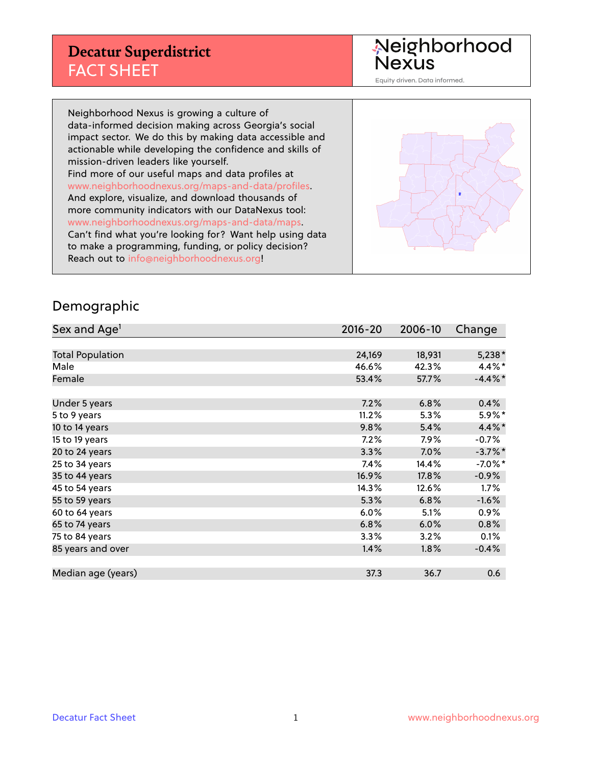# Decatur Superdistrict
## FACT SHEET

Neighborhood Nexus
Equity driven. Data informed.

Neighborhood Nexus is growing a culture of data-informed decision making across Georgia's social impact sector. We do this by making data accessible and actionable while developing the confidence and skills of mission-driven leaders like yourself.
Find more of our useful maps and data profiles at www.neighborhoodnexus.org/maps-and-data/profiles.
And explore, visualize, and download thousands of more community indicators with our DataNexus tool: www.neighborhoodnexus.org/maps-and-data/maps.
Can't find what you're looking for? Want help using data to make a programming, funding, or policy decision?
Reach out to info@neighborhoodnexus.org!

## Demographic

| Sex and Age[1] | 2016-20 | 2006-10 | Change |
|---|---|---|---|
| Total Population | 24,169 | 18,931 | 5,238* |
| Male | 46.6% | 42.3% | 4.4%* |
| Female | 53.4% | 57.7% | -4.4%* |
| | | | |
| Under 5 years | 7.2% | 6.8% | 0.4% |
| 5 to 9 years | 11.2% | 5.3% | 5.9%* |
| 10 to 14 years | 9.8% | 5.4% | 4.4%* |
| 15 to 19 years | 7.2% | 7.9% | -0.7% |
| 20 to 24 years | 3.3% | 7.0% | -3.7%* |
| 25 to 34 years | 7.4% | 14.4% | -7.0%* |
| 35 to 44 years | 16.9% | 17.8% | -0.9% |
| 45 to 54 years | 14.3% | 12.6% | 1.7% |
| 55 to 59 years | 5.3% | 6.8% | -1.6% |
| 60 to 64 years | 6.0% | 5.1% | 0.9% |
| 65 to 74 years | 6.8% | 6.0% | 0.8% |
| 75 to 84 years | 3.3% | 3.2% | 0.1% |
| 85 years and over | 1.4% | 1.8% | -0.4% |
| | | | |
| Median age (years) | 37.3 | 36.7 | 0.6 |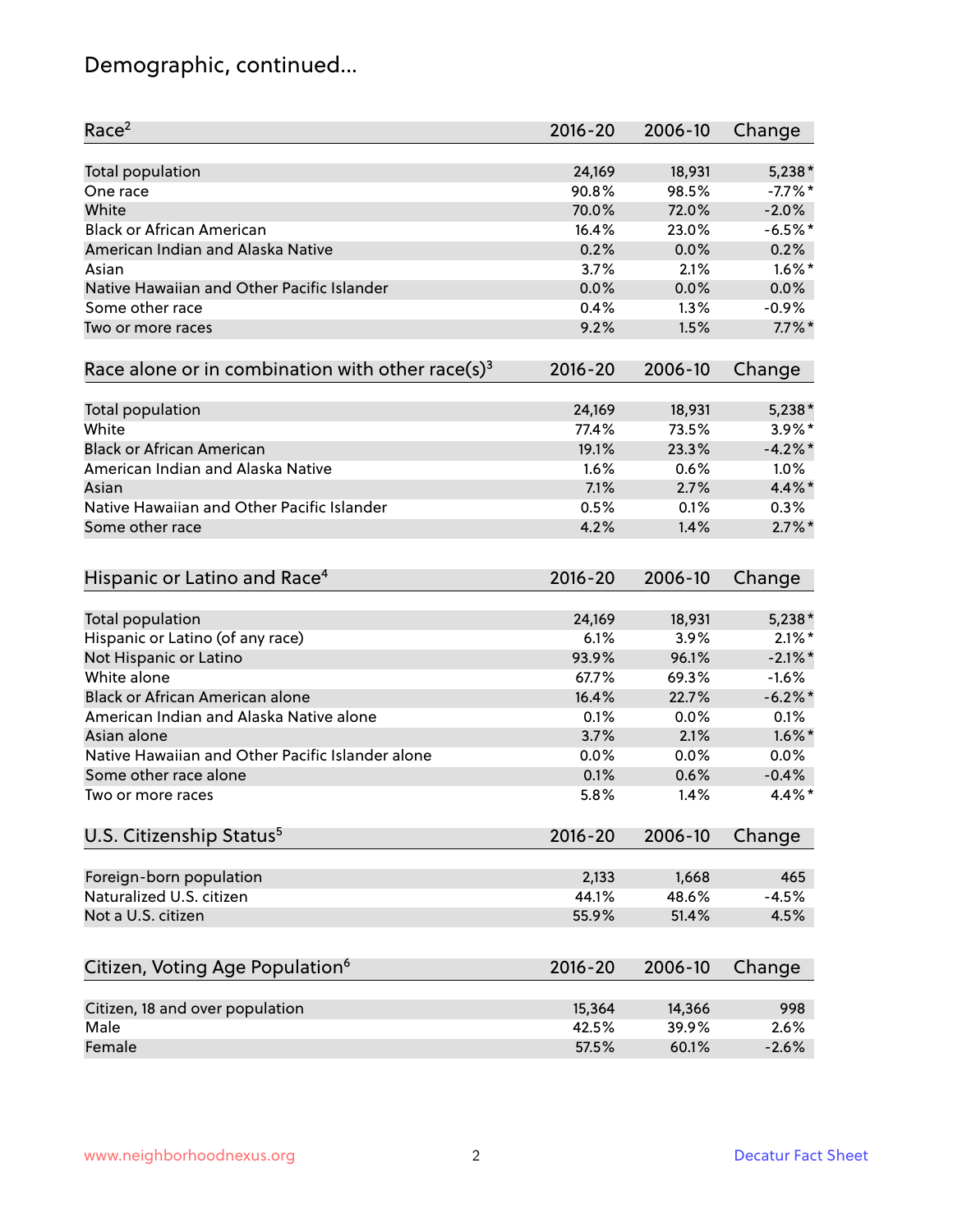# Demographic, continued...

| Race[2] | 2016-20 | 2006-10 | Change |
|---|---|---|---|
| Total population | 24,169 | 18,931 | 5,238* |
| One race | 90.8% | 98.5% | -7.7%* |
| White | 70.0% | 72.0% | -2.0% |
| Black or African American | 16.4% | 23.0% | -6.5%* |
| American Indian and Alaska Native | 0.2% | 0.0% | 0.2% |
| Asian | 3.7% | 2.1% | 1.6%* |
| Native Hawaiian and Other Pacific Islander | 0.0% | 0.0% | 0.0% |
| Some other race | 0.4% | 1.3% | -0.9% |
| Two or more races | 9.2% | 1.5% | 7.7%* |

| Race alone or in combination with other race(s)[3] | 2016-20 | 2006-10 | Change |
|---|---|---|---|
| Total population | 24,169 | 18,931 | 5,238* |
| White | 77.4% | 73.5% | 3.9%* |
| Black or African American | 19.1% | 23.3% | -4.2%* |
| American Indian and Alaska Native | 1.6% | 0.6% | 1.0% |
| Asian | 7.1% | 2.7% | 4.4%* |
| Native Hawaiian and Other Pacific Islander | 0.5% | 0.1% | 0.3% |
| Some other race | 4.2% | 1.4% | 2.7%* |

| Hispanic or Latino and Race[4] | 2016-20 | 2006-10 | Change |
|---|---|---|---|
| Total population | 24,169 | 18,931 | 5,238* |
| Hispanic or Latino (of any race) | 6.1% | 3.9% | 2.1%* |
| Not Hispanic or Latino | 93.9% | 96.1% | -2.1%* |
| White alone | 67.7% | 69.3% | -1.6% |
| Black or African American alone | 16.4% | 22.7% | -6.2%* |
| American Indian and Alaska Native alone | 0.1% | 0.0% | 0.1% |
| Asian alone | 3.7% | 2.1% | 1.6%* |
| Native Hawaiian and Other Pacific Islander alone | 0.0% | 0.0% | 0.0% |
| Some other race alone | 0.1% | 0.6% | -0.4% |
| Two or more races | 5.8% | 1.4% | 4.4%* |

| U.S. Citizenship Status[5] | 2016-20 | 2006-10 | Change |
|---|---|---|---|
| Foreign-born population | 2,133 | 1,668 | 465 |
| Naturalized U.S. citizen | 44.1% | 48.6% | -4.5% |
| Not a U.S. citizen | 55.9% | 51.4% | 4.5% |

| Citizen, Voting Age Population[6] | 2016-20 | 2006-10 | Change |
|---|---|---|---|
| Citizen, 18 and over population | 15,364 | 14,366 | 998 |
| Male | 42.5% | 39.9% | 2.6% |
| Female | 57.5% | 60.1% | -2.6% |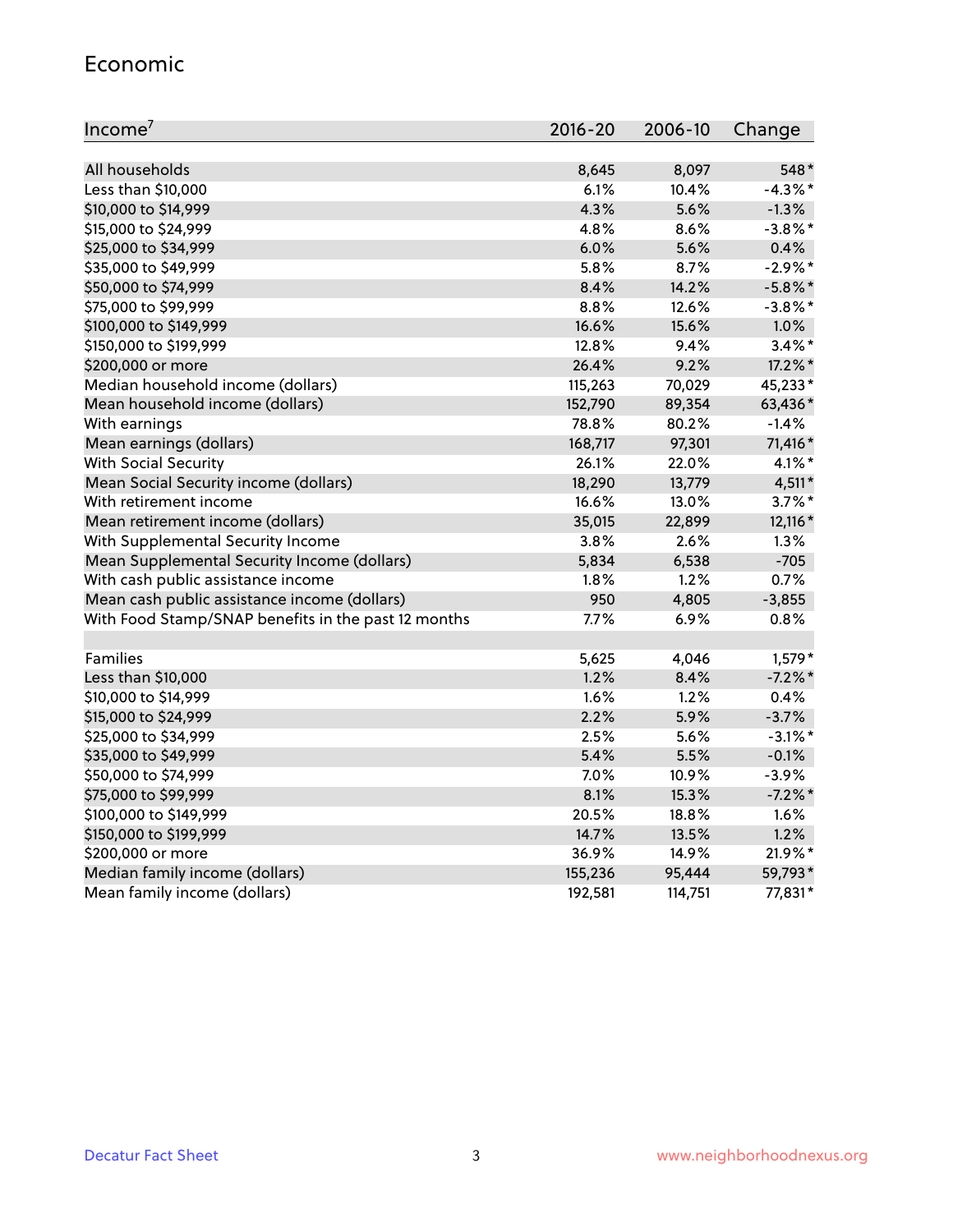# Economic

| Income[7] | 2016-20 | 2006-10 | Change |
|---|---|---|---|
| All households | 8,645 | 8,097 | 548* |
| Less than $10,000 | 6.1% | 10.4% | -4.3%* |
| $10,000 to $14,999 | 4.3% | 5.6% | -1.3% |
| $15,000 to $24,999 | 4.8% | 8.6% | -3.8%* |
| $25,000 to $34,999 | 6.0% | 5.6% | 0.4% |
| $35,000 to $49,999 | 5.8% | 8.7% | -2.9%* |
| $50,000 to $74,999 | 8.4% | 14.2% | -5.8%* |
| $75,000 to $99,999 | 8.8% | 12.6% | -3.8%* |
| $100,000 to $149,999 | 16.6% | 15.6% | 1.0% |
| $150,000 to $199,999 | 12.8% | 9.4% | 3.4%* |
| $200,000 or more | 26.4% | 9.2% | 17.2%* |
| Median household income (dollars) | 115,263 | 70,029 | 45,233* |
| Mean household income (dollars) | 152,790 | 89,354 | 63,436* |
| With earnings | 78.8% | 80.2% | -1.4% |
| Mean earnings (dollars) | 168,717 | 97,301 | 71,416* |
| With Social Security | 26.1% | 22.0% | 4.1%* |
| Mean Social Security income (dollars) | 18,290 | 13,779 | 4,511* |
| With retirement income | 16.6% | 13.0% | 3.7%* |
| Mean retirement income (dollars) | 35,015 | 22,899 | 12,116* |
| With Supplemental Security Income | 3.8% | 2.6% | 1.3% |
| Mean Supplemental Security Income (dollars) | 5,834 | 6,538 | -705 |
| With cash public assistance income | 1.8% | 1.2% | 0.7% |
| Mean cash public assistance income (dollars) | 950 | 4,805 | -3,855 |
| With Food Stamp/SNAP benefits in the past 12 months | 7.7% | 6.9% | 0.8% |
| | | | |
| Families | 5,625 | 4,046 | 1,579* |
| Less than $10,000 | 1.2% | 8.4% | -7.2%* |
| $10,000 to $14,999 | 1.6% | 1.2% | 0.4% |
| $15,000 to $24,999 | 2.2% | 5.9% | -3.7% |
| $25,000 to $34,999 | 2.5% | 5.6% | -3.1%* |
| $35,000 to $49,999 | 5.4% | 5.5% | -0.1% |
| $50,000 to $74,999 | 7.0% | 10.9% | -3.9% |
| $75,000 to $99,999 | 8.1% | 15.3% | -7.2%* |
| $100,000 to $149,999 | 20.5% | 18.8% | 1.6% |
| $150,000 to $199,999 | 14.7% | 13.5% | 1.2% |
| $200,000 or more | 36.9% | 14.9% | 21.9%* |
| Median family income (dollars) | 155,236 | 95,444 | 59,793* |
| Mean family income (dollars) | 192,581 | 114,751 | 77,831* |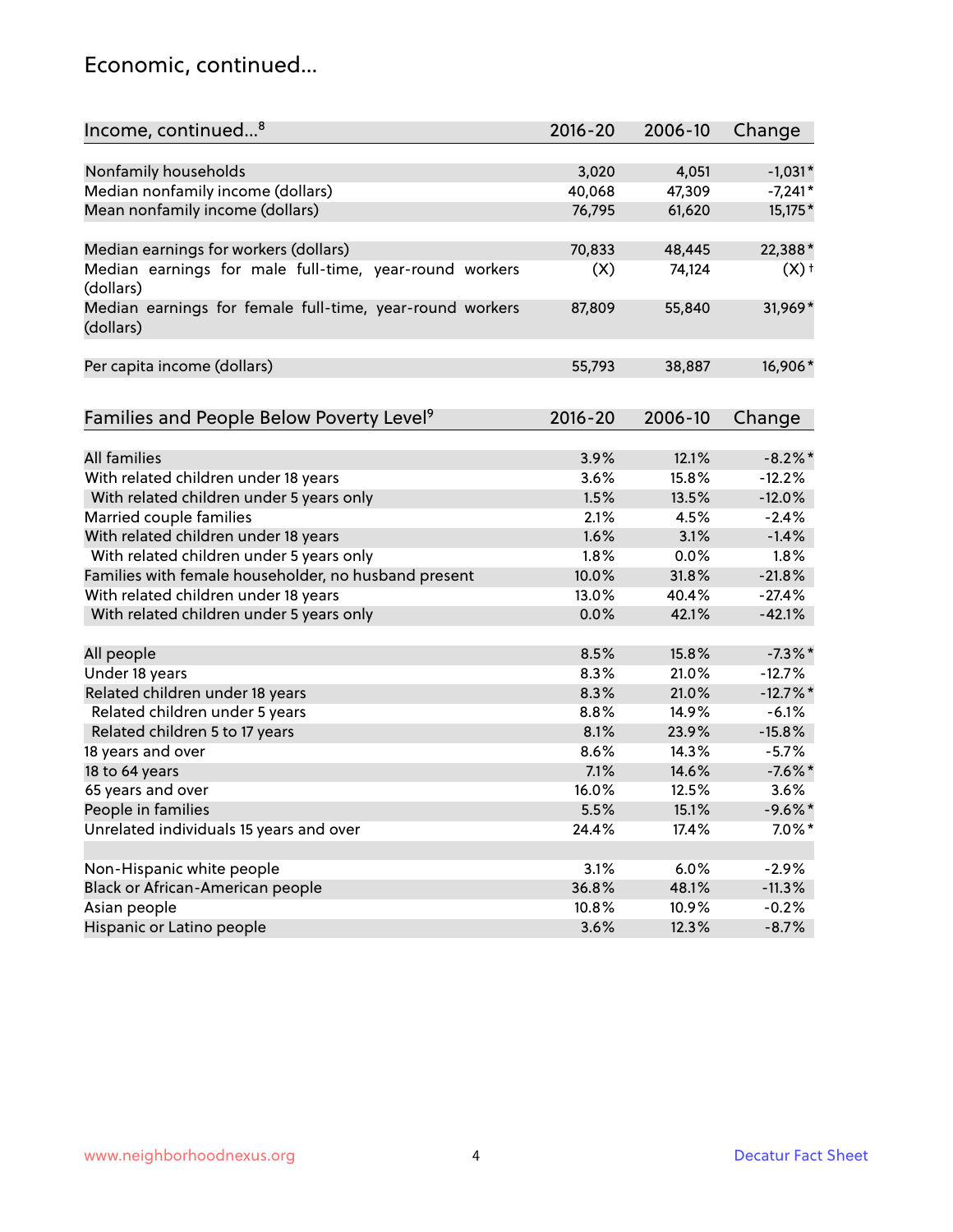## Economic, continued...

| Income, continued...[8] | 2016-20 | 2006-10 | Change |
|---|---|---|---|
| Nonfamily households | 3,020 | 4,051 | -1,031* |
| Median nonfamily income (dollars) | 40,068 | 47,309 | -7,241* |
| Mean nonfamily income (dollars) | 76,795 | 61,620 | 15,175* |
| Median earnings for workers (dollars) | 70,833 | 48,445 | 22,388* |
| Median earnings for male full-time, year-round workers (dollars) | (X) | 74,124 | (X)† |
| Median earnings for female full-time, year-round workers (dollars) | 87,809 | 55,840 | 31,969* |
| Per capita income (dollars) | 55,793 | 38,887 | 16,906* |

| Families and People Below Poverty Level[9] | 2016-20 | 2006-10 | Change |
|---|---|---|---|
| All families | 3.9% | 12.1% | -8.2%* |
| With related children under 18 years | 3.6% | 15.8% | -12.2% |
| With related children under 5 years only | 1.5% | 13.5% | -12.0% |
| Married couple families | 2.1% | 4.5% | -2.4% |
| With related children under 18 years | 1.6% | 3.1% | -1.4% |
| With related children under 5 years only | 1.8% | 0.0% | 1.8% |
| Families with female householder, no husband present | 10.0% | 31.8% | -21.8% |
| With related children under 18 years | 13.0% | 40.4% | -27.4% |
| With related children under 5 years only | 0.0% | 42.1% | -42.1% |
| All people | 8.5% | 15.8% | -7.3%* |
| Under 18 years | 8.3% | 21.0% | -12.7% |
| Related children under 18 years | 8.3% | 21.0% | -12.7%* |
| Related children under 5 years | 8.8% | 14.9% | -6.1% |
| Related children 5 to 17 years | 8.1% | 23.9% | -15.8% |
| 18 years and over | 8.6% | 14.3% | -5.7% |
| 18 to 64 years | 7.1% | 14.6% | -7.6%* |
| 65 years and over | 16.0% | 12.5% | 3.6% |
| People in families | 5.5% | 15.1% | -9.6%* |
| Unrelated individuals 15 years and over | 24.4% | 17.4% | 7.0%* |
| Non-Hispanic white people | 3.1% | 6.0% | -2.9% |
| Black or African-American people | 36.8% | 48.1% | -11.3% |
| Asian people | 10.8% | 10.9% | -0.2% |
| Hispanic or Latino people | 3.6% | 12.3% | -8.7% |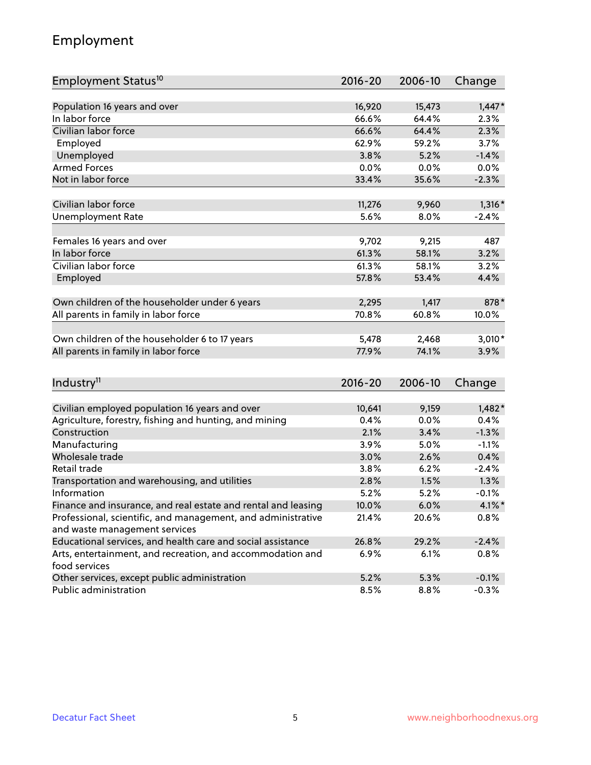## Employment

| Employment Status[10] | 2016-20 | 2006-10 | Change |
|---|---|---|---|
| Population 16 years and over | 16,920 | 15,473 | 1,447* |
| In labor force | 66.6% | 64.4% | 2.3% |
| Civilian labor force | 66.6% | 64.4% | 2.3% |
| Employed | 62.9% | 59.2% | 3.7% |
| Unemployed | 3.8% | 5.2% | -1.4% |
| Armed Forces | 0.0% | 0.0% | 0.0% |
| Not in labor force | 33.4% | 35.6% | -2.3% |
| | | | |
| Civilian labor force | 11,276 | 9,960 | 1,316* |
| Unemployment Rate | 5.6% | 8.0% | -2.4% |
| | | | |
| Females 16 years and over | 9,702 | 9,215 | 487 |
| In labor force | 61.3% | 58.1% | 3.2% |
| Civilian labor force | 61.3% | 58.1% | 3.2% |
| Employed | 57.8% | 53.4% | 4.4% |
| | | | |
| Own children of the householder under 6 years | 2,295 | 1,417 | 878* |
| All parents in family in labor force | 70.8% | 60.8% | 10.0% |
| | | | |
| Own children of the householder 6 to 17 years | 5,478 | 2,468 | 3,010* |
| All parents in family in labor force | 77.9% | 74.1% | 3.9% |

| Industry[11] | 2016-20 | 2006-10 | Change |
|---|---|---|---|
| Civilian employed population 16 years and over | 10,641 | 9,159 | 1,482* |
| Agriculture, forestry, fishing and hunting, and mining | 0.4% | 0.0% | 0.4% |
| Construction | 2.1% | 3.4% | -1.3% |
| Manufacturing | 3.9% | 5.0% | -1.1% |
| Wholesale trade | 3.0% | 2.6% | 0.4% |
| Retail trade | 3.8% | 6.2% | -2.4% |
| Transportation and warehousing, and utilities | 2.8% | 1.5% | 1.3% |
| Information | 5.2% | 5.2% | -0.1% |
| Finance and insurance, and real estate and rental and leasing | 10.0% | 6.0% | 4.1%* |
| Professional, scientific, and management, and administrative and waste management services | 21.4% | 20.6% | 0.8% |
| Educational services, and health care and social assistance | 26.8% | 29.2% | -2.4% |
| Arts, entertainment, and recreation, and accommodation and food services | 6.9% | 6.1% | 0.8% |
| Other services, except public administration | 5.2% | 5.3% | -0.1% |
| Public administration | 8.5% | 8.8% | -0.3% |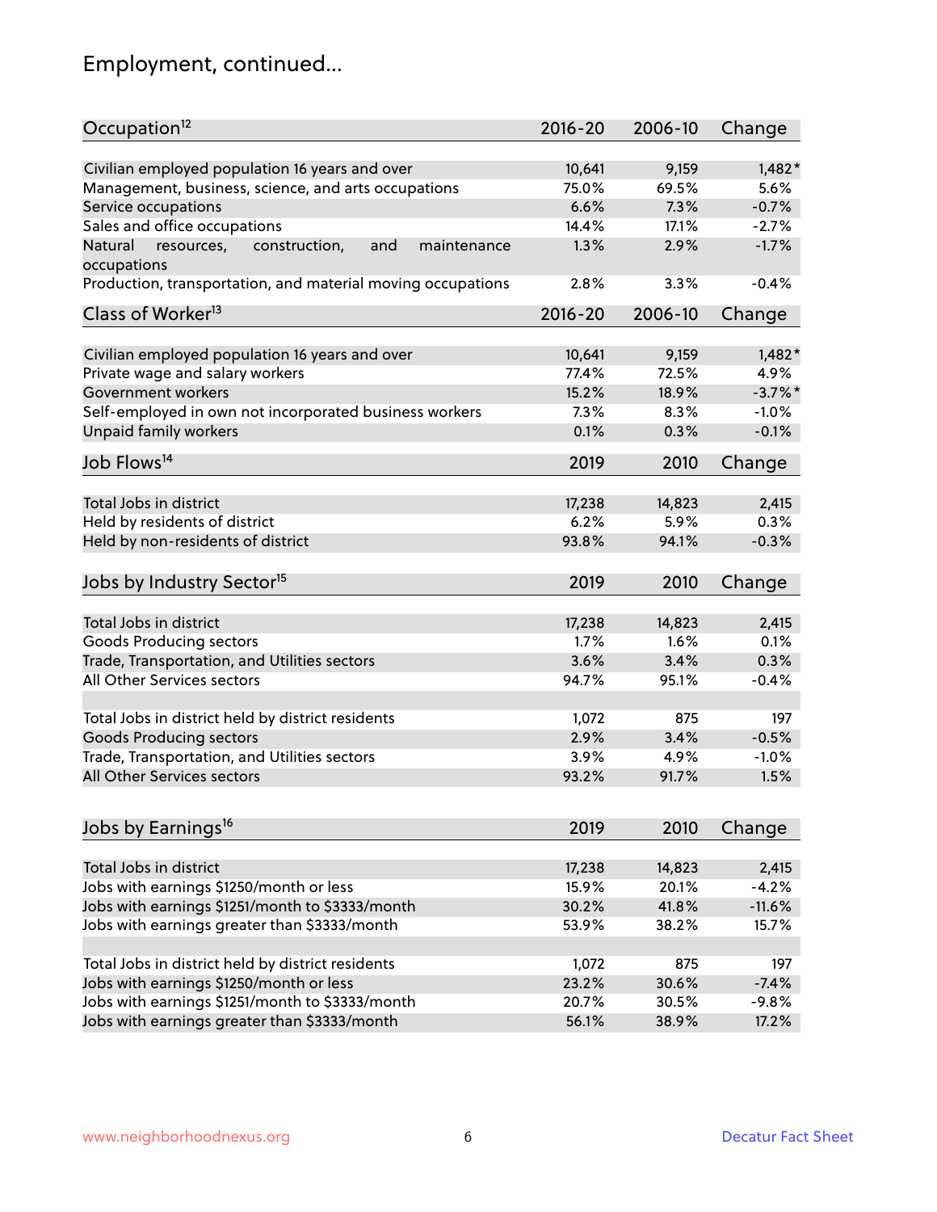## Employment, continued...

| Occupation[12] | 2016-20 | 2006-10 | Change |
|---|---|---|---|
| Civilian employed population 16 years and over | 10,641 | 9,159 | 1,482* |
| Management, business, science, and arts occupations | 75.0% | 69.5% | 5.6% |
| Service occupations | 6.6% | 7.3% | -0.7% |
| Sales and office occupations | 14.4% | 17.1% | -2.7% |
| Natural resources, construction, and maintenance occupations | 1.3% | 2.9% | -1.7% |
| Production, transportation, and material moving occupations | 2.8% | 3.3% | -0.4% |

| Class of Worker[13] | 2016-20 | 2006-10 | Change |
|---|---|---|---|
| Civilian employed population 16 years and over | 10,641 | 9,159 | 1,482* |
| Private wage and salary workers | 77.4% | 72.5% | 4.9% |
| Government workers | 15.2% | 18.9% | -3.7%* |
| Self-employed in own not incorporated business workers | 7.3% | 8.3% | -1.0% |
| Unpaid family workers | 0.1% | 0.3% | -0.1% |

| Job Flows[14] | 2019 | 2010 | Change |
|---|---|---|---|
| Total Jobs in district | 17,238 | 14,823 | 2,415 |
| Held by residents of district | 6.2% | 5.9% | 0.3% |
| Held by non-residents of district | 93.8% | 94.1% | -0.3% |

| Jobs by Industry Sector[15] | 2019 | 2010 | Change |
|---|---|---|---|
| Total Jobs in district | 17,238 | 14,823 | 2,415 |
| Goods Producing sectors | 1.7% | 1.6% | 0.1% |
| Trade, Transportation, and Utilities sectors | 3.6% | 3.4% | 0.3% |
| All Other Services sectors | 94.7% | 95.1% | -0.4% |
| | | | |
| Total Jobs in district held by district residents | 1,072 | 875 | 197 |
| Goods Producing sectors | 2.9% | 3.4% | -0.5% |
| Trade, Transportation, and Utilities sectors | 3.9% | 4.9% | -1.0% |
| All Other Services sectors | 93.2% | 91.7% | 1.5% |

| Jobs by Earnings[16] | 2019 | 2010 | Change |
|---|---|---|---|
| Total Jobs in district | 17,238 | 14,823 | 2,415 |
| Jobs with earnings $1250/month or less | 15.9% | 20.1% | -4.2% |
| Jobs with earnings $1251/month to $3333/month | 30.2% | 41.8% | -11.6% |
| Jobs with earnings greater than $3333/month | 53.9% | 38.2% | 15.7% |
| | | | |
| Total Jobs in district held by district residents | 1,072 | 875 | 197 |
| Jobs with earnings $1250/month or less | 23.2% | 30.6% | -7.4% |
| Jobs with earnings $1251/month to $3333/month | 20.7% | 30.5% | -9.8% |
| Jobs with earnings greater than $3333/month | 56.1% | 38.9% | 17.2% |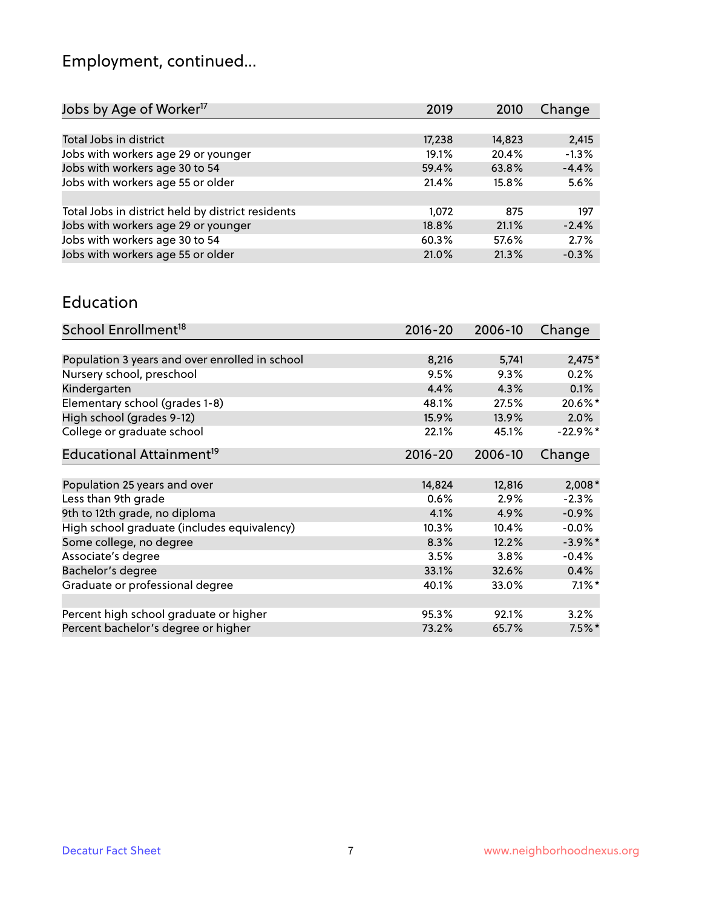## Employment, continued...

| Jobs by Age of Worker[17] | 2019 | 2010 | Change |
|---|---|---|---|
| Total Jobs in district | 17,238 | 14,823 | 2,415 |
| Jobs with workers age 29 or younger | 19.1% | 20.4% | -1.3% |
| Jobs with workers age 30 to 54 | 59.4% | 63.8% | -4.4% |
| Jobs with workers age 55 or older | 21.4% | 15.8% | 5.6% |
| | | | |
| Total Jobs in district held by district residents | 1,072 | 875 | 197 |
| Jobs with workers age 29 or younger | 18.8% | 21.1% | -2.4% |
| Jobs with workers age 30 to 54 | 60.3% | 57.6% | 2.7% |
| Jobs with workers age 55 or older | 21.0% | 21.3% | -0.3% |

## Education

| School Enrollment[18] | 2016-20 | 2006-10 | Change |
|---|---|---|---|
| Population 3 years and over enrolled in school | 8,216 | 5,741 | 2,475* |
| Nursery school, preschool | 9.5% | 9.3% | 0.2% |
| Kindergarten | 4.4% | 4.3% | 0.1% |
| Elementary school (grades 1-8) | 48.1% | 27.5% | 20.6%* |
| High school (grades 9-12) | 15.9% | 13.9% | 2.0% |
| College or graduate school | 22.1% | 45.1% | -22.9%* |

| Educational Attainment[19] | 2016-20 | 2006-10 | Change |
|---|---|---|---|
| Population 25 years and over | 14,824 | 12,816 | 2,008* |
| Less than 9th grade | 0.6% | 2.9% | -2.3% |
| 9th to 12th grade, no diploma | 4.1% | 4.9% | -0.9% |
| High school graduate (includes equivalency) | 10.3% | 10.4% | -0.0% |
| Some college, no degree | 8.3% | 12.2% | -3.9%* |
| Associate's degree | 3.5% | 3.8% | -0.4% |
| Bachelor's degree | 33.1% | 32.6% | 0.4% |
| Graduate or professional degree | 40.1% | 33.0% | 7.1%* |
| | | | |
| Percent high school graduate or higher | 95.3% | 92.1% | 3.2% |
| Percent bachelor's degree or higher | 73.2% | 65.7% | 7.5%* |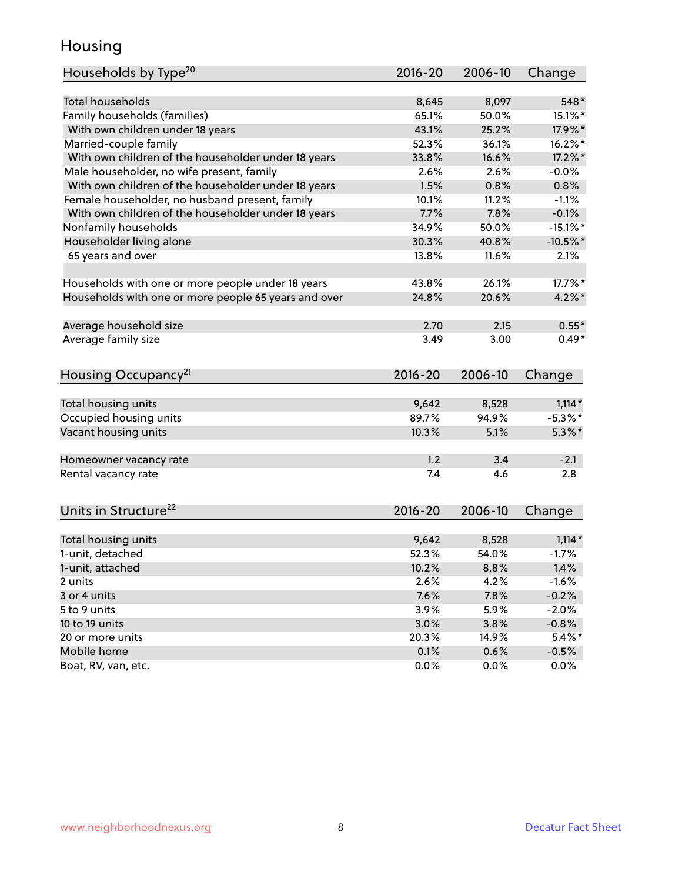# Housing

| Households by Type[20] | 2016-20 | 2006-10 | Change |
|---|---|---|---|
| Total households | 8,645 | 8,097 | 548* |
| Family households (families) | 65.1% | 50.0% | 15.1%* |
| With own children under 18 years | 43.1% | 25.2% | 17.9%* |
| Married-couple family | 52.3% | 36.1% | 16.2%* |
| With own children of the householder under 18 years | 33.8% | 16.6% | 17.2%* |
| Male householder, no wife present, family | 2.6% | 2.6% | -0.0% |
| With own children of the householder under 18 years | 1.5% | 0.8% | 0.8% |
| Female householder, no husband present, family | 10.1% | 11.2% | -1.1% |
| With own children of the householder under 18 years | 7.7% | 7.8% | -0.1% |
| Nonfamily households | 34.9% | 50.0% | -15.1%* |
| Householder living alone | 30.3% | 40.8% | -10.5%* |
| 65 years and over | 13.8% | 11.6% | 2.1% |
| | | | |
| Households with one or more people under 18 years | 43.8% | 26.1% | 17.7%* |
| Households with one or more people 65 years and over | 24.8% | 20.6% | 4.2%* |
| | | | |
| Average household size | 2.70 | 2.15 | 0.55* |
| Average family size | 3.49 | 3.00 | 0.49* |

| Housing Occupancy[21] | 2016-20 | 2006-10 | Change |
|---|---|---|---|
| Total housing units | 9,642 | 8,528 | 1,114* |
| Occupied housing units | 89.7% | 94.9% | -5.3%* |
| Vacant housing units | 10.3% | 5.1% | 5.3%* |
| | | | |
| Homeowner vacancy rate | 1.2 | 3.4 | -2.1 |
| Rental vacancy rate | 7.4 | 4.6 | 2.8 |

| Units in Structure[22] | 2016-20 | 2006-10 | Change |
|---|---|---|---|
| Total housing units | 9,642 | 8,528 | 1,114* |
| 1-unit, detached | 52.3% | 54.0% | -1.7% |
| 1-unit, attached | 10.2% | 8.8% | 1.4% |
| 2 units | 2.6% | 4.2% | -1.6% |
| 3 or 4 units | 7.6% | 7.8% | -0.2% |
| 5 to 9 units | 3.9% | 5.9% | -2.0% |
| 10 to 19 units | 3.0% | 3.8% | -0.8% |
| 20 or more units | 20.3% | 14.9% | 5.4%* |
| Mobile home | 0.1% | 0.6% | -0.5% |
| Boat, RV, van, etc. | 0.0% | 0.0% | 0.0% |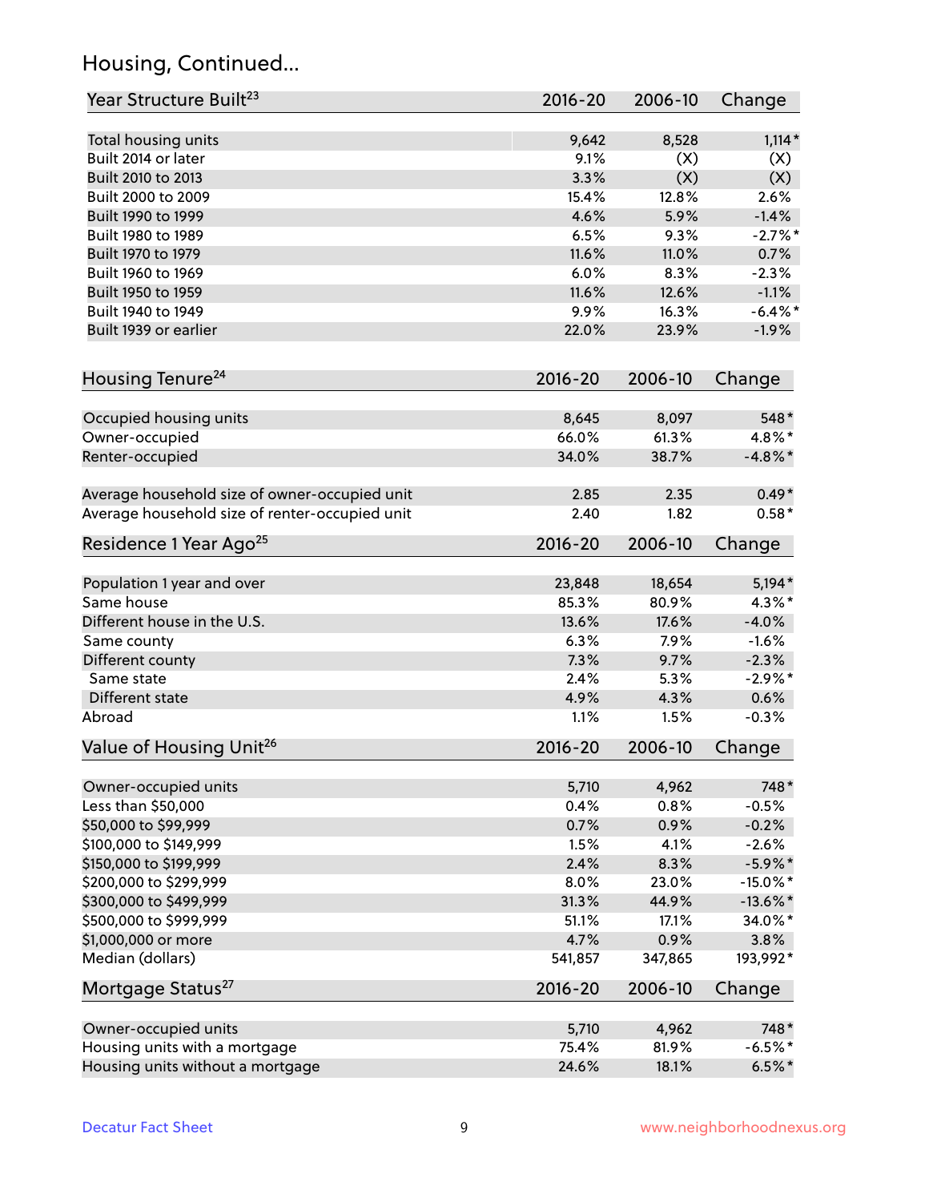## Housing, Continued...

| Year Structure Built[23] | 2016-20 | 2006-10 | Change |
|---|---|---|---|
| Total housing units | 9,642 | 8,528 | 1,114* |
| Built 2014 or later | 9.1% | (X) | (X) |
| Built 2010 to 2013 | 3.3% | (X) | (X) |
| Built 2000 to 2009 | 15.4% | 12.8% | 2.6% |
| Built 1990 to 1999 | 4.6% | 5.9% | -1.4% |
| Built 1980 to 1989 | 6.5% | 9.3% | -2.7%* |
| Built 1970 to 1979 | 11.6% | 11.0% | 0.7% |
| Built 1960 to 1969 | 6.0% | 8.3% | -2.3% |
| Built 1950 to 1959 | 11.6% | 12.6% | -1.1% |
| Built 1940 to 1949 | 9.9% | 16.3% | -6.4%* |
| Built 1939 or earlier | 22.0% | 23.9% | -1.9% |

| Housing Tenure[24] | 2016-20 | 2006-10 | Change |
|---|---|---|---|
| Occupied housing units | 8,645 | 8,097 | 548* |
| Owner-occupied | 66.0% | 61.3% | 4.8%* |
| Renter-occupied | 34.0% | 38.7% | -4.8%* |
| Average household size of owner-occupied unit | 2.85 | 2.35 | 0.49* |
| Average household size of renter-occupied unit | 2.40 | 1.82 | 0.58* |

| Residence 1 Year Ago[25] | 2016-20 | 2006-10 | Change |
|---|---|---|---|
| Population 1 year and over | 23,848 | 18,654 | 5,194* |
| Same house | 85.3% | 80.9% | 4.3%* |
| Different house in the U.S. | 13.6% | 17.6% | -4.0% |
| Same county | 6.3% | 7.9% | -1.6% |
| Different county | 7.3% | 9.7% | -2.3% |
| Same state | 2.4% | 5.3% | -2.9%* |
| Different state | 4.9% | 4.3% | 0.6% |
| Abroad | 1.1% | 1.5% | -0.3% |

| Value of Housing Unit[26] | 2016-20 | 2006-10 | Change |
|---|---|---|---|
| Owner-occupied units | 5,710 | 4,962 | 748* |
| Less than $50,000 | 0.4% | 0.8% | -0.5% |
| $50,000 to $99,999 | 0.7% | 0.9% | -0.2% |
| $100,000 to $149,999 | 1.5% | 4.1% | -2.6% |
| $150,000 to $199,999 | 2.4% | 8.3% | -5.9%* |
| $200,000 to $299,999 | 8.0% | 23.0% | -15.0%* |
| $300,000 to $499,999 | 31.3% | 44.9% | -13.6%* |
| $500,000 to $999,999 | 51.1% | 17.1% | 34.0%* |
| $1,000,000 or more | 4.7% | 0.9% | 3.8% |
| Median (dollars) | 541,857 | 347,865 | 193,992* |

| Mortgage Status[27] | 2016-20 | 2006-10 | Change |
|---|---|---|---|
| Owner-occupied units | 5,710 | 4,962 | 748* |
| Housing units with a mortgage | 75.4% | 81.9% | -6.5%* |
| Housing units without a mortgage | 24.6% | 18.1% | 6.5%* |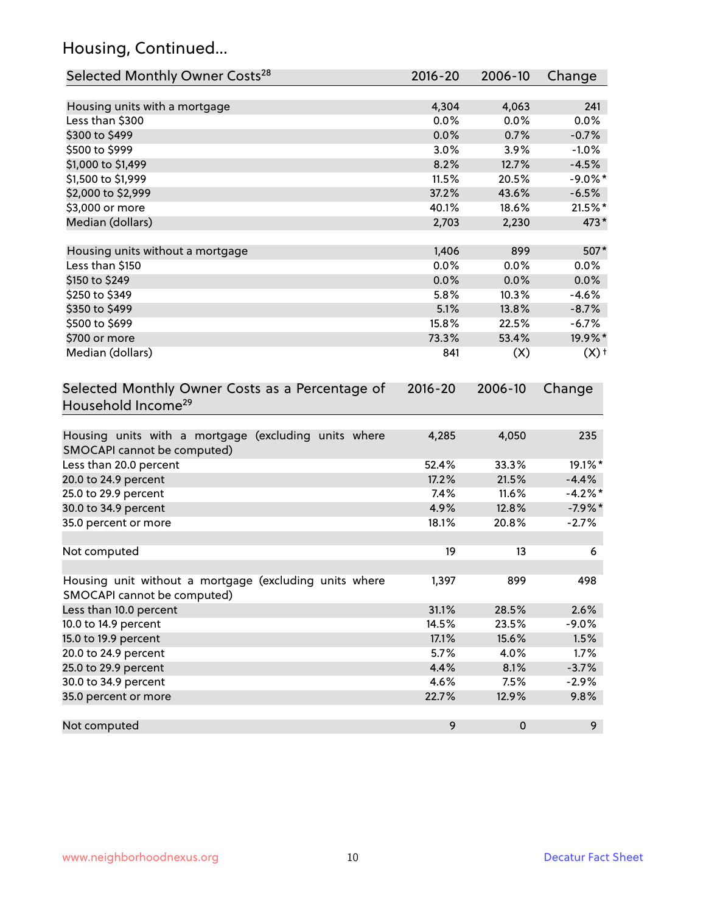## Housing, Continued...

| Selected Monthly Owner Costs[28] | 2016-20 | 2006-10 | Change |
|---|---|---|---|
| Housing units with a mortgage | 4,304 | 4,063 | 241 |
| Less than $300 | 0.0% | 0.0% | 0.0% |
| $300 to $499 | 0.0% | 0.7% | -0.7% |
| $500 to $999 | 3.0% | 3.9% | -1.0% |
| $1,000 to $1,499 | 8.2% | 12.7% | -4.5% |
| $1,500 to $1,999 | 11.5% | 20.5% | -9.0%* |
| $2,000 to $2,999 | 37.2% | 43.6% | -6.5% |
| $3,000 or more | 40.1% | 18.6% | 21.5%* |
| Median (dollars) | 2,703 | 2,230 | 473* |
| | | | |
| Housing units without a mortgage | 1,406 | 899 | 507* |
| Less than $150 | 0.0% | 0.0% | 0.0% |
| $150 to $249 | 0.0% | 0.0% | 0.0% |
| $250 to $349 | 5.8% | 10.3% | -4.6% |
| $350 to $499 | 5.1% | 13.8% | -8.7% |
| $500 to $699 | 15.8% | 22.5% | -6.7% |
| $700 or more | 73.3% | 53.4% | 19.9%* |
| Median (dollars) | 841 | (X) | (X)† |

| Selected Monthly Owner Costs as a Percentage of Household Income[29] | 2016-20 | 2006-10 | Change |
|---|---|---|---|
| Housing units with a mortgage (excluding units where SMOCAPI cannot be computed) | 4,285 | 4,050 | 235 |
| Less than 20.0 percent | 52.4% | 33.3% | 19.1%* |
| 20.0 to 24.9 percent | 17.2% | 21.5% | -4.4% |
| 25.0 to 29.9 percent | 7.4% | 11.6% | -4.2%* |
| 30.0 to 34.9 percent | 4.9% | 12.8% | -7.9%* |
| 35.0 percent or more | 18.1% | 20.8% | -2.7% |
| | | | |
| Not computed | 19 | 13 | 6 |
| | | | |
| Housing unit without a mortgage (excluding units where SMOCAPI cannot be computed) | 1,397 | 899 | 498 |
| Less than 10.0 percent | 31.1% | 28.5% | 2.6% |
| 10.0 to 14.9 percent | 14.5% | 23.5% | -9.0% |
| 15.0 to 19.9 percent | 17.1% | 15.6% | 1.5% |
| 20.0 to 24.9 percent | 5.7% | 4.0% | 1.7% |
| 25.0 to 29.9 percent | 4.4% | 8.1% | -3.7% |
| 30.0 to 34.9 percent | 4.6% | 7.5% | -2.9% |
| 35.0 percent or more | 22.7% | 12.9% | 9.8% |
| | | | |
| Not computed | 9 | 0 | 9 |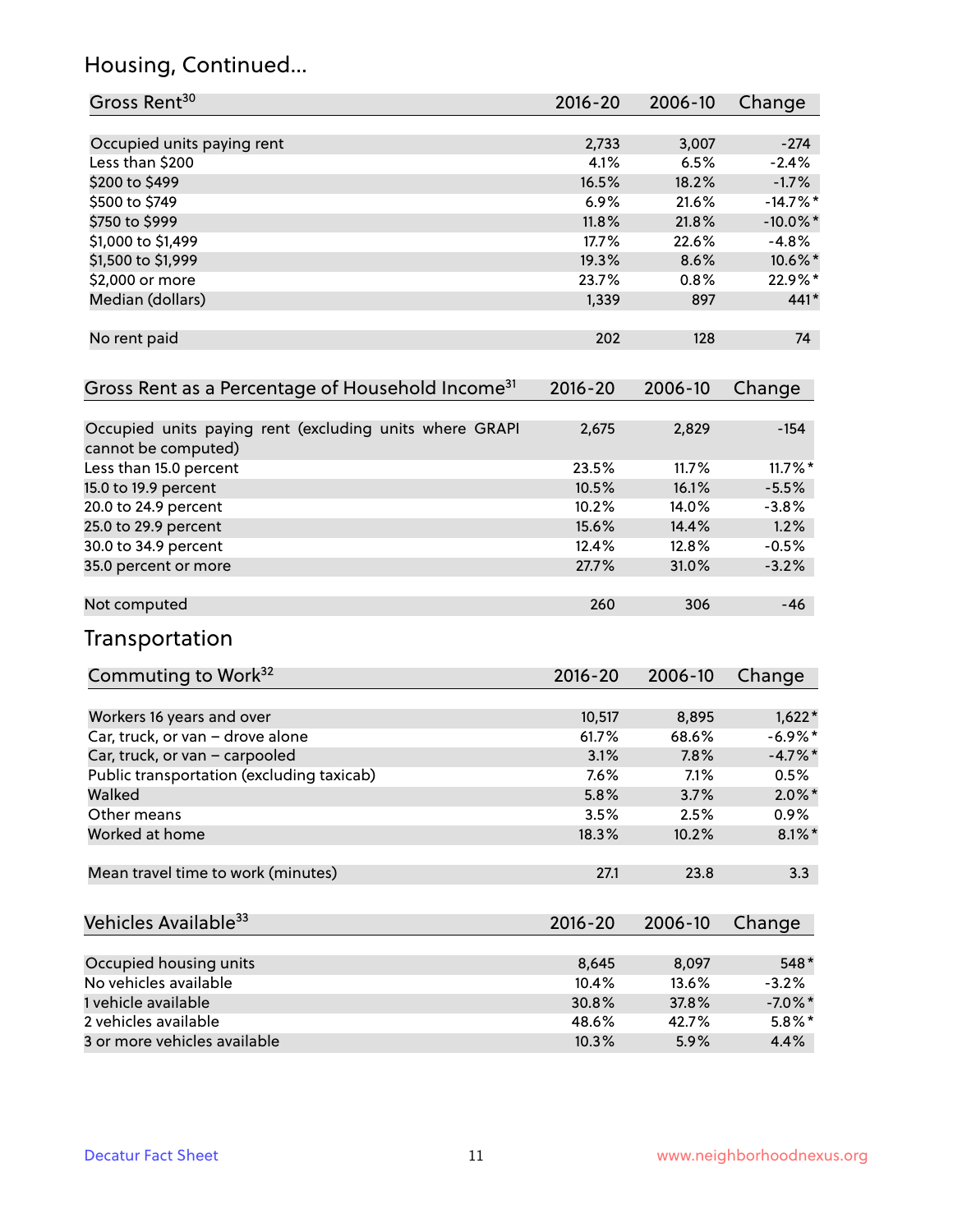## Housing, Continued...

| Gross Rent[30] | 2016-20 | 2006-10 | Change |
|---|---|---|---|
| Occupied units paying rent | 2,733 | 3,007 | -274 |
| Less than $200 | 4.1% | 6.5% | -2.4% |
| $200 to $499 | 16.5% | 18.2% | -1.7% |
| $500 to $749 | 6.9% | 21.6% | -14.7%* |
| $750 to $999 | 11.8% | 21.8% | -10.0%* |
| $1,000 to $1,499 | 17.7% | 22.6% | -4.8% |
| $1,500 to $1,999 | 19.3% | 8.6% | 10.6%* |
| $2,000 or more | 23.7% | 0.8% | 22.9%* |
| Median (dollars) | 1,339 | 897 | 441* |
| No rent paid | 202 | 128 | 74 |

| Gross Rent as a Percentage of Household Income[31] | 2016-20 | 2006-10 | Change |
|---|---|---|---|
| Occupied units paying rent (excluding units where GRAPI cannot be computed) | 2,675 | 2,829 | -154 |
| Less than 15.0 percent | 23.5% | 11.7% | 11.7%* |
| 15.0 to 19.9 percent | 10.5% | 16.1% | -5.5% |
| 20.0 to 24.9 percent | 10.2% | 14.0% | -3.8% |
| 25.0 to 29.9 percent | 15.6% | 14.4% | 1.2% |
| 30.0 to 34.9 percent | 12.4% | 12.8% | -0.5% |
| 35.0 percent or more | 27.7% | 31.0% | -3.2% |
| Not computed | 260 | 306 | -46 |

## Transportation

| Commuting to Work[32] | 2016-20 | 2006-10 | Change |
|---|---|---|---|
| Workers 16 years and over | 10,517 | 8,895 | 1,622* |
| Car, truck, or van – drove alone | 61.7% | 68.6% | -6.9%* |
| Car, truck, or van – carpooled | 3.1% | 7.8% | -4.7%* |
| Public transportation (excluding taxicab) | 7.6% | 7.1% | 0.5% |
| Walked | 5.8% | 3.7% | 2.0%* |
| Other means | 3.5% | 2.5% | 0.9% |
| Worked at home | 18.3% | 10.2% | 8.1%* |
| Mean travel time to work (minutes) | 27.1 | 23.8 | 3.3 |

| Vehicles Available[33] | 2016-20 | 2006-10 | Change |
|---|---|---|---|
| Occupied housing units | 8,645 | 8,097 | 548* |
| No vehicles available | 10.4% | 13.6% | -3.2% |
| 1 vehicle available | 30.8% | 37.8% | -7.0%* |
| 2 vehicles available | 48.6% | 42.7% | 5.8%* |
| 3 or more vehicles available | 10.3% | 5.9% | 4.4% |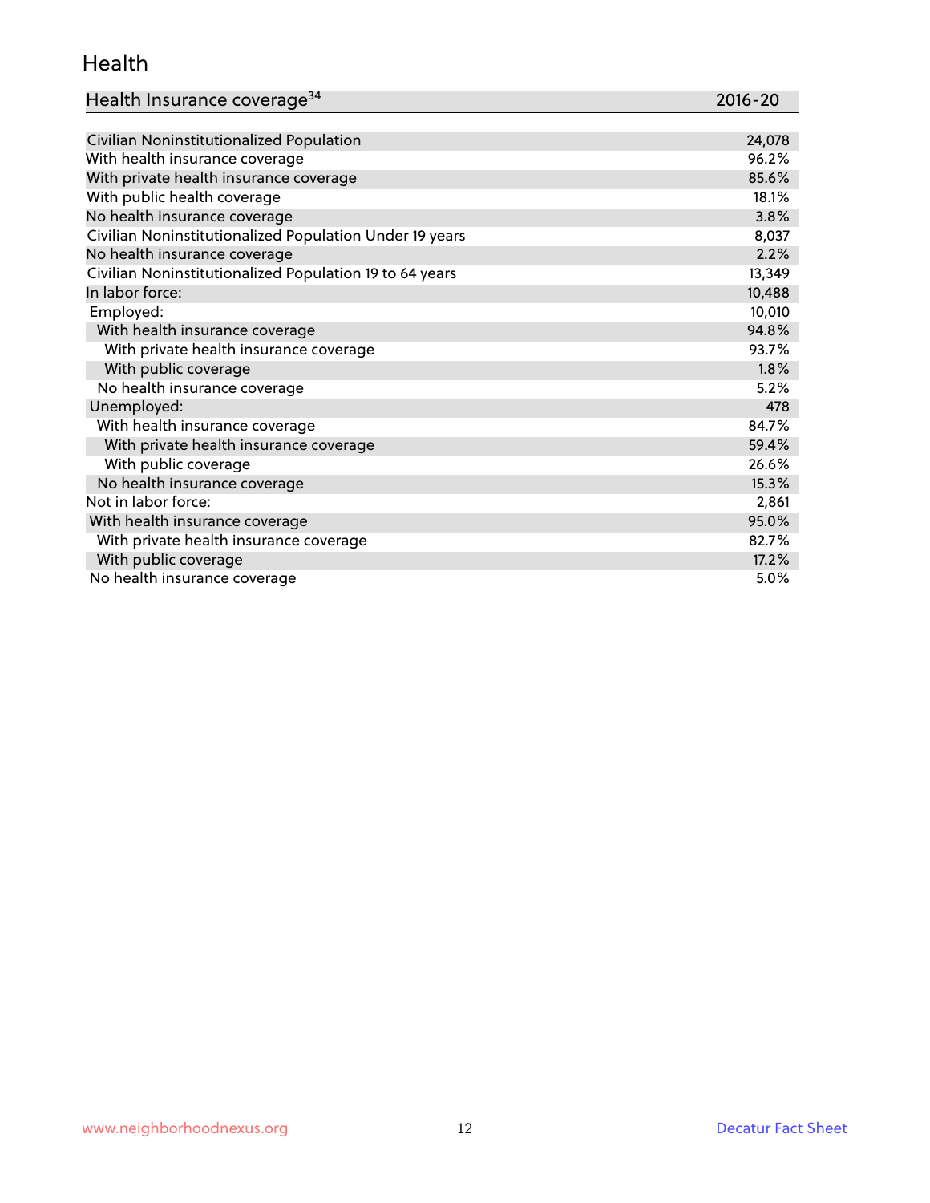## Health

| Health Insurance coverage[34] | 2016-20 |
|---|---|
| Civilian Noninstitutionalized Population | 24,078 |
| With health insurance coverage | 96.2% |
| With private health insurance coverage | 85.6% |
| With public health coverage | 18.1% |
| No health insurance coverage | 3.8% |
| Civilian Noninstitutionalized Population Under 19 years | 8,037 |
| No health insurance coverage | 2.2% |
| Civilian Noninstitutionalized Population 19 to 64 years | 13,349 |
| In labor force: | 10,488 |
| Employed: | 10,010 |
| With health insurance coverage | 94.8% |
| With private health insurance coverage | 93.7% |
| With public coverage | 1.8% |
| No health insurance coverage | 5.2% |
| Unemployed: | 478 |
| With health insurance coverage | 84.7% |
| With private health insurance coverage | 59.4% |
| With public coverage | 26.6% |
| No health insurance coverage | 15.3% |
| Not in labor force: | 2,861 |
| With health insurance coverage | 95.0% |
| With private health insurance coverage | 82.7% |
| With public coverage | 17.2% |
| No health insurance coverage | 5.0% |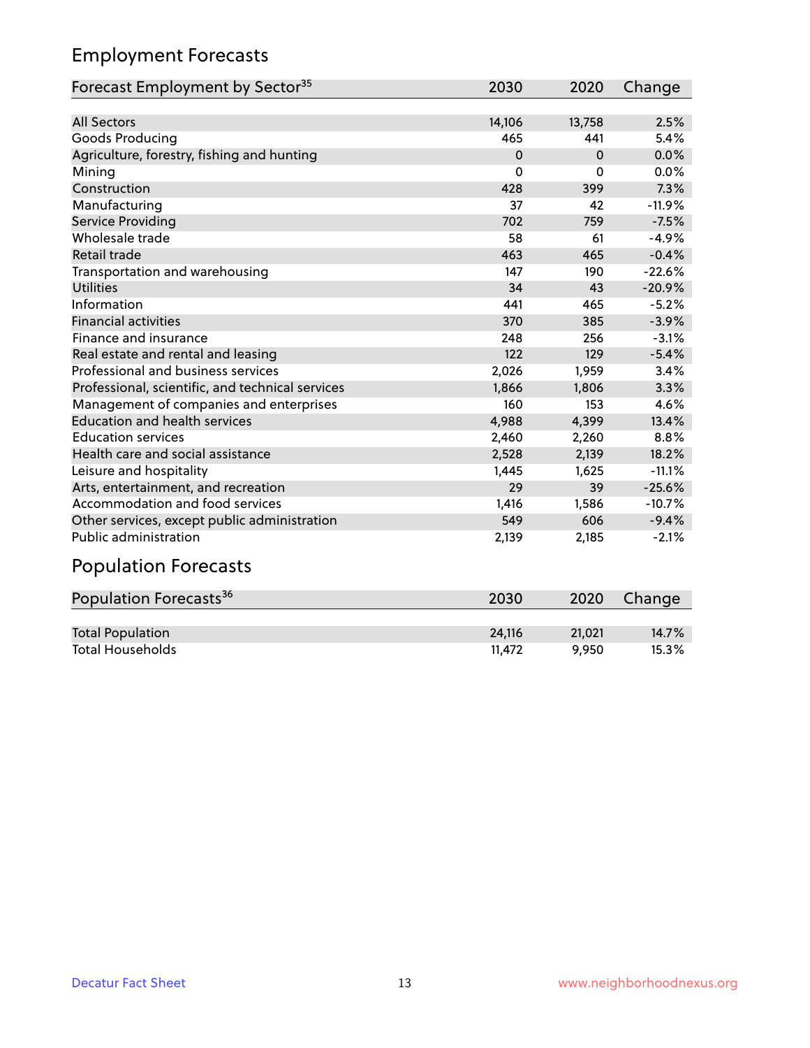## Employment Forecasts

| Forecast Employment by Sector[35] | 2030 | 2020 | Change |
|---|---|---|---|
| All Sectors | 14,106 | 13,758 | 2.5% |
| Goods Producing | 465 | 441 | 5.4% |
| Agriculture, forestry, fishing and hunting | 0 | 0 | 0.0% |
| Mining | 0 | 0 | 0.0% |
| Construction | 428 | 399 | 7.3% |
| Manufacturing | 37 | 42 | -11.9% |
| Service Providing | 702 | 759 | -7.5% |
| Wholesale trade | 58 | 61 | -4.9% |
| Retail trade | 463 | 465 | -0.4% |
| Transportation and warehousing | 147 | 190 | -22.6% |
| Utilities | 34 | 43 | -20.9% |
| Information | 441 | 465 | -5.2% |
| Financial activities | 370 | 385 | -3.9% |
| Finance and insurance | 248 | 256 | -3.1% |
| Real estate and rental and leasing | 122 | 129 | -5.4% |
| Professional and business services | 2,026 | 1,959 | 3.4% |
| Professional, scientific, and technical services | 1,866 | 1,806 | 3.3% |
| Management of companies and enterprises | 160 | 153 | 4.6% |
| Education and health services | 4,988 | 4,399 | 13.4% |
| Education services | 2,460 | 2,260 | 8.8% |
| Health care and social assistance | 2,528 | 2,139 | 18.2% |
| Leisure and hospitality | 1,445 | 1,625 | -11.1% |
| Arts, entertainment, and recreation | 29 | 39 | -25.6% |
| Accommodation and food services | 1,416 | 1,586 | -10.7% |
| Other services, except public administration | 549 | 606 | -9.4% |
| Public administration | 2,139 | 2,185 | -2.1% |

## Population Forecasts

| Population Forecasts[36] | 2030 | 2020 | Change |
|---|---|---|---|
| Total Population | 24,116 | 21,021 | 14.7% |
| Total Households | 11,472 | 9,950 | 15.3% |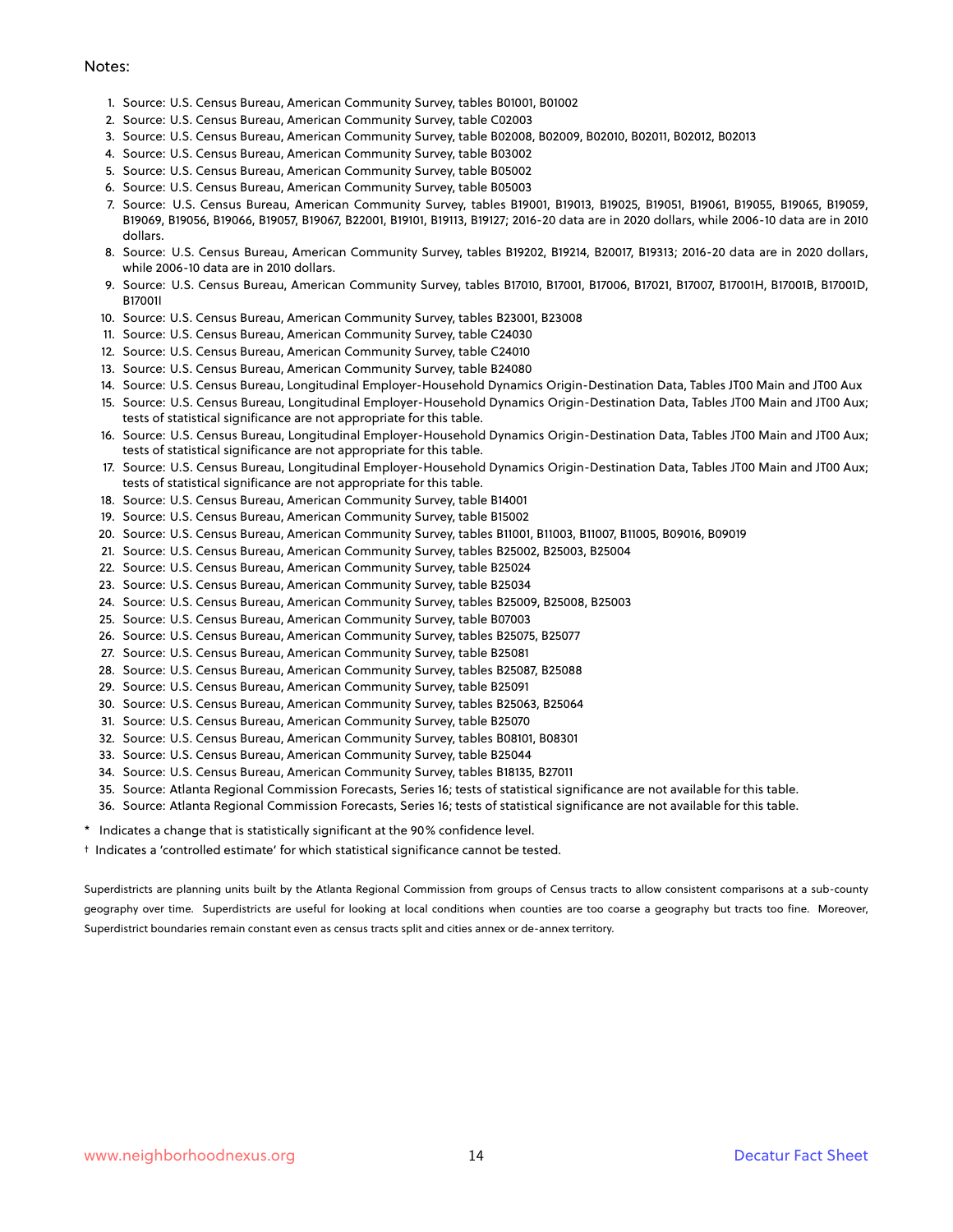Notes:

1. Source: U.S. Census Bureau, American Community Survey, tables B01001, B01002
2. Source: U.S. Census Bureau, American Community Survey, table C02003
3. Source: U.S. Census Bureau, American Community Survey, table B02008, B02009, B02010, B02011, B02012, B02013
4. Source: U.S. Census Bureau, American Community Survey, table B03002
5. Source: U.S. Census Bureau, American Community Survey, table B05002
6. Source: U.S. Census Bureau, American Community Survey, table B05003
7. Source: U.S. Census Bureau, American Community Survey, tables B19001, B19013, B19025, B19051, B19061, B19055, B19065, B19059, B19069, B19056, B19066, B19057, B19067, B22001, B19101, B19113, B19127; 2016-20 data are in 2020 dollars, while 2006-10 data are in 2010 dollars.
8. Source: U.S. Census Bureau, American Community Survey, tables B19202, B19214, B20017, B19313; 2016-20 data are in 2020 dollars, while 2006-10 data are in 2010 dollars.
9. Source: U.S. Census Bureau, American Community Survey, tables B17010, B17001, B17006, B17021, B17007, B17001H, B17001B, B17001D, B17001I
10. Source: U.S. Census Bureau, American Community Survey, tables B23001, B23008
11. Source: U.S. Census Bureau, American Community Survey, table C24030
12. Source: U.S. Census Bureau, American Community Survey, table C24010
13. Source: U.S. Census Bureau, American Community Survey, table B24080
14. Source: U.S. Census Bureau, Longitudinal Employer-Household Dynamics Origin-Destination Data, Tables JT00 Main and JT00 Aux
15. Source: U.S. Census Bureau, Longitudinal Employer-Household Dynamics Origin-Destination Data, Tables JT00 Main and JT00 Aux; tests of statistical significance are not appropriate for this table.
16. Source: U.S. Census Bureau, Longitudinal Employer-Household Dynamics Origin-Destination Data, Tables JT00 Main and JT00 Aux; tests of statistical significance are not appropriate for this table.
17. Source: U.S. Census Bureau, Longitudinal Employer-Household Dynamics Origin-Destination Data, Tables JT00 Main and JT00 Aux; tests of statistical significance are not appropriate for this table.
18. Source: U.S. Census Bureau, American Community Survey, table B14001
19. Source: U.S. Census Bureau, American Community Survey, table B15002
20. Source: U.S. Census Bureau, American Community Survey, tables B11001, B11003, B11007, B11005, B09016, B09019
21. Source: U.S. Census Bureau, American Community Survey, tables B25002, B25003, B25004
22. Source: U.S. Census Bureau, American Community Survey, table B25024
23. Source: U.S. Census Bureau, American Community Survey, table B25034
24. Source: U.S. Census Bureau, American Community Survey, tables B25009, B25008, B25003
25. Source: U.S. Census Bureau, American Community Survey, table B07003
26. Source: U.S. Census Bureau, American Community Survey, tables B25075, B25077
27. Source: U.S. Census Bureau, American Community Survey, table B25081
28. Source: U.S. Census Bureau, American Community Survey, tables B25087, B25088
29. Source: U.S. Census Bureau, American Community Survey, table B25091
30. Source: U.S. Census Bureau, American Community Survey, tables B25063, B25064
31. Source: U.S. Census Bureau, American Community Survey, table B25070
32. Source: U.S. Census Bureau, American Community Survey, tables B08101, B08301
33. Source: U.S. Census Bureau, American Community Survey, table B25044
34. Source: U.S. Census Bureau, American Community Survey, tables B18135, B27011
35. Source: Atlanta Regional Commission Forecasts, Series 16; tests of statistical significance are not available for this table.
36. Source: Atlanta Regional Commission Forecasts, Series 16; tests of statistical significance are not available for this table.

\* Indicates a change that is statistically significant at the 90% confidence level.

† Indicates a 'controlled estimate' for which statistical significance cannot be tested.

Superdistricts are planning units built by the Atlanta Regional Commission from groups of Census tracts to allow consistent comparisons at a sub-county geography over time. Superdistricts are useful for looking at local conditions when counties are too coarse a geography but tracts too fine. Moreover, Superdistrict boundaries remain constant even as census tracts split and cities annex or de-annex territory.